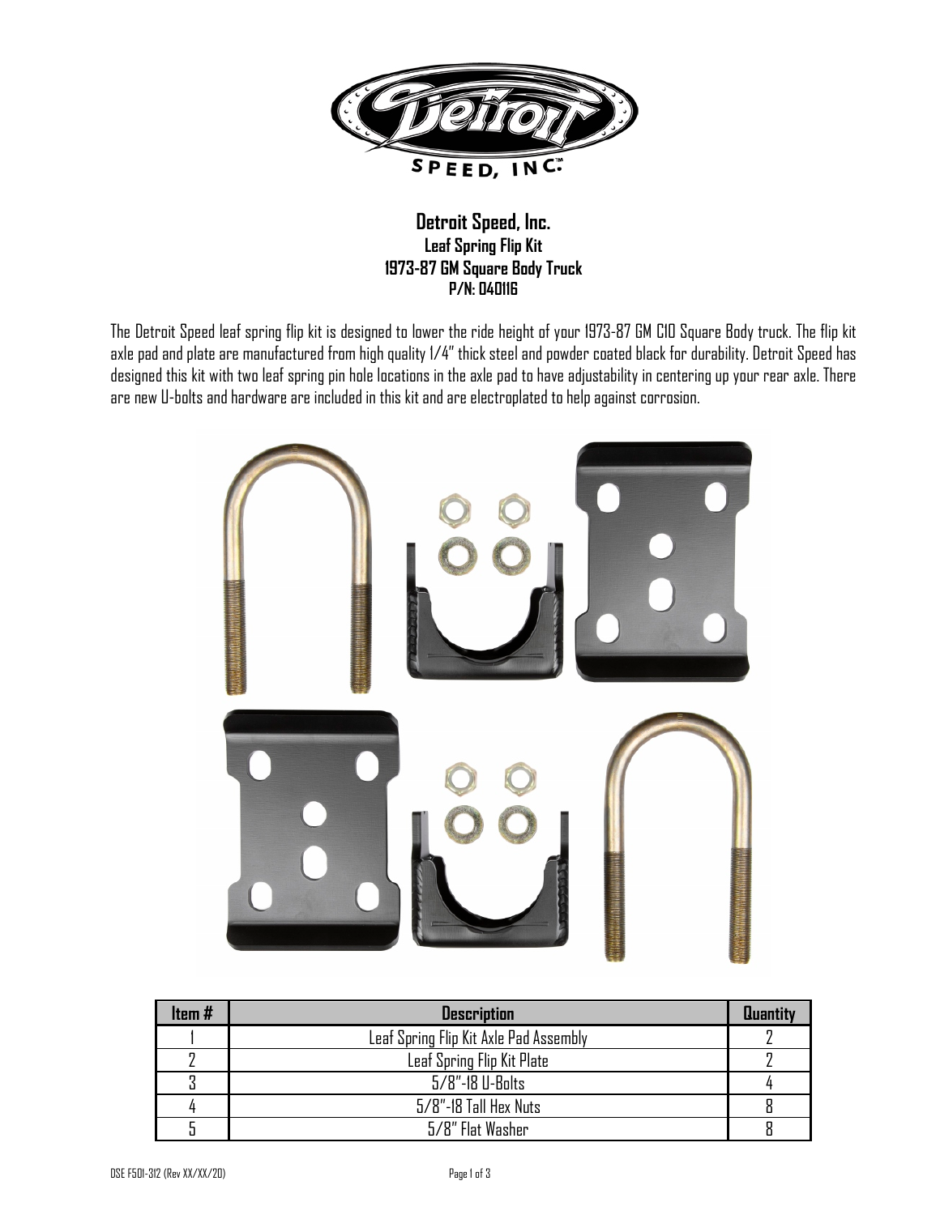**Detroit Speed, Inc.**
**Leaf Spring Flip Kit**
**1973-87 GM Square Body Truck**
**P/N: 040116**

The Detroit Speed leaf spring flip kit is designed to lower the ride height of your 1973-87 GM C10 Square Body truck. The flip kit axle pad and plate are manufactured from high quality 1/4" thick steel and powder coated black for durability. Detroit Speed has designed this kit with two leaf spring pin hole locations in the axle pad to have adjustability in centering up your rear axle. There are new U-bolts and hardware are included in this kit and are electroplated to help against corrosion.

| Item # | Description | Quantity |
|---|---|---|
| 1 | Leaf Spring Flip Kit Axle Pad Assembly | 2 |
| 2 | Leaf Spring Flip Kit Plate | 2 |
| 3 | 5/8"-18 U-Bolts | 4 |
| 4 | 5/8"-18 Tall Hex Nuts | 8 |
| 5 | 5/8" Flat Washer | 8 |

DSE F501-312 (Rev XX/XX/20)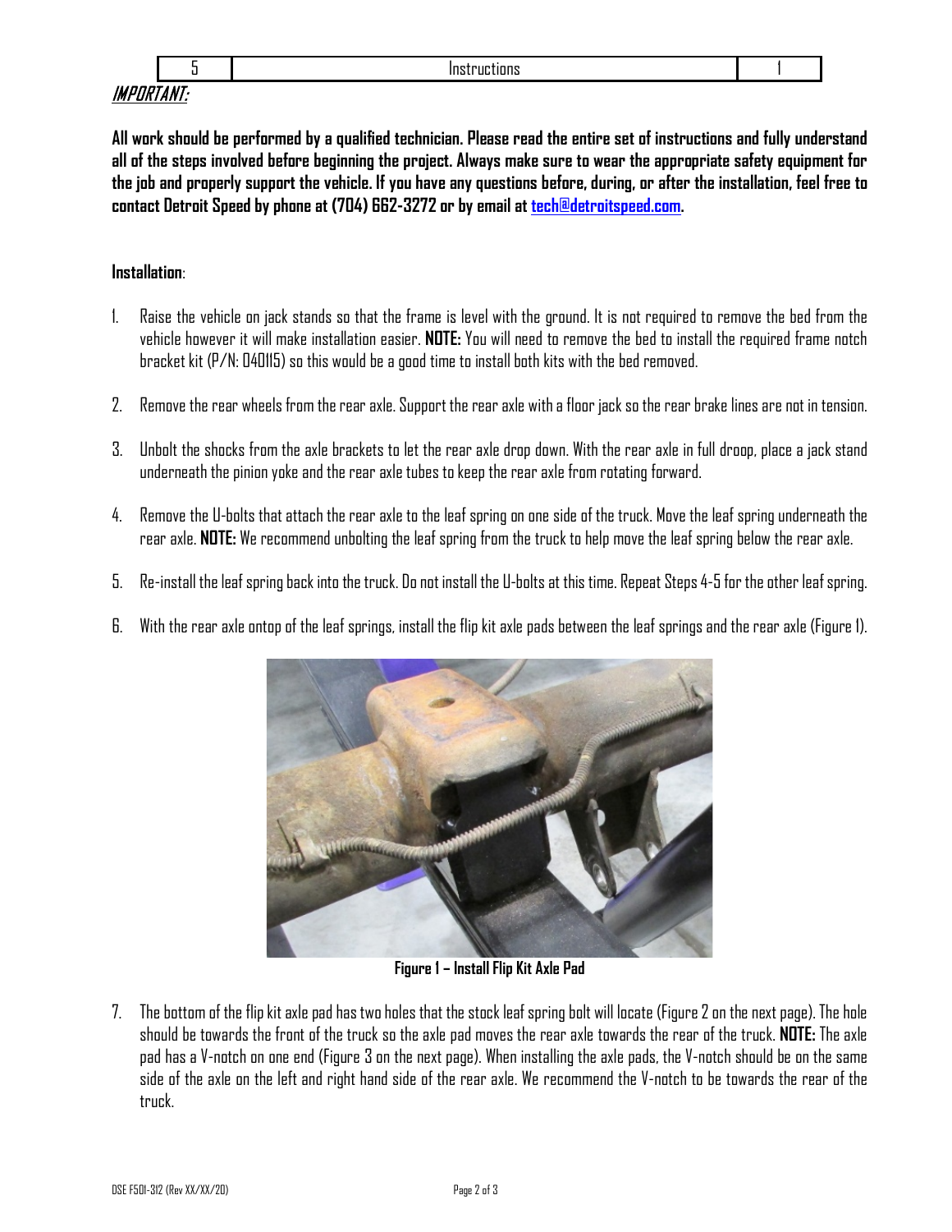| 5 | Instructions | 1 |
| --- | --- | --- |

***IMPORTANT:***

**All work should be performed by a qualified technician. Please read the entire set of instructions and fully understand all of the steps involved before beginning the project. Always make sure to wear the appropriate safety equipment for the job and properly support the vehicle. If you have any questions before, during, or after the installation, feel free to contact Detroit Speed by phone at (704) 662-3272 or by email at tech@detroitspeed.com.**

**Installation**:

1. Raise the vehicle on jack stands so that the frame is level with the ground. It is not required to remove the bed from the vehicle however it will make installation easier. **NOTE:** You will need to remove the bed to install the required frame notch bracket kit (P/N: 040115) so this would be a good time to install both kits with the bed removed.

2. Remove the rear wheels from the rear axle. Support the rear axle with a floor jack so the rear brake lines are not in tension.

3. Unbolt the shocks from the axle brackets to let the rear axle drop down. With the rear axle in full droop, place a jack stand underneath the pinion yoke and the rear axle tubes to keep the rear axle from rotating forward.

4. Remove the U-bolts that attach the rear axle to the leaf spring on one side of the truck. Move the leaf spring underneath the rear axle. **NOTE:** We recommend unbolting the leaf spring from the truck to help move the leaf spring below the rear axle.

5. Re-install the leaf spring back into the truck. Do not install the U-bolts at this time. Repeat Steps 4-5 for the other leaf spring.

6. With the rear axle ontop of the leaf springs, install the flip kit axle pads between the leaf springs and the rear axle (Figure 1).

**Figure 1 – Install Flip Kit Axle Pad**

7. The bottom of the flip kit axle pad has two holes that the stock leaf spring bolt will locate (Figure 2 on the next page). The hole should be towards the front of the truck so the axle pad moves the rear axle towards the rear of the truck. **NOTE:** The axle pad has a V-notch on one end (Figure 3 on the next page). When installing the axle pads, the V-notch should be on the same side of the axle on the left and right hand side of the rear axle. We recommend the V-notch to be towards the rear of the truck.

DSE F501-312 (Rev XX/XX/20)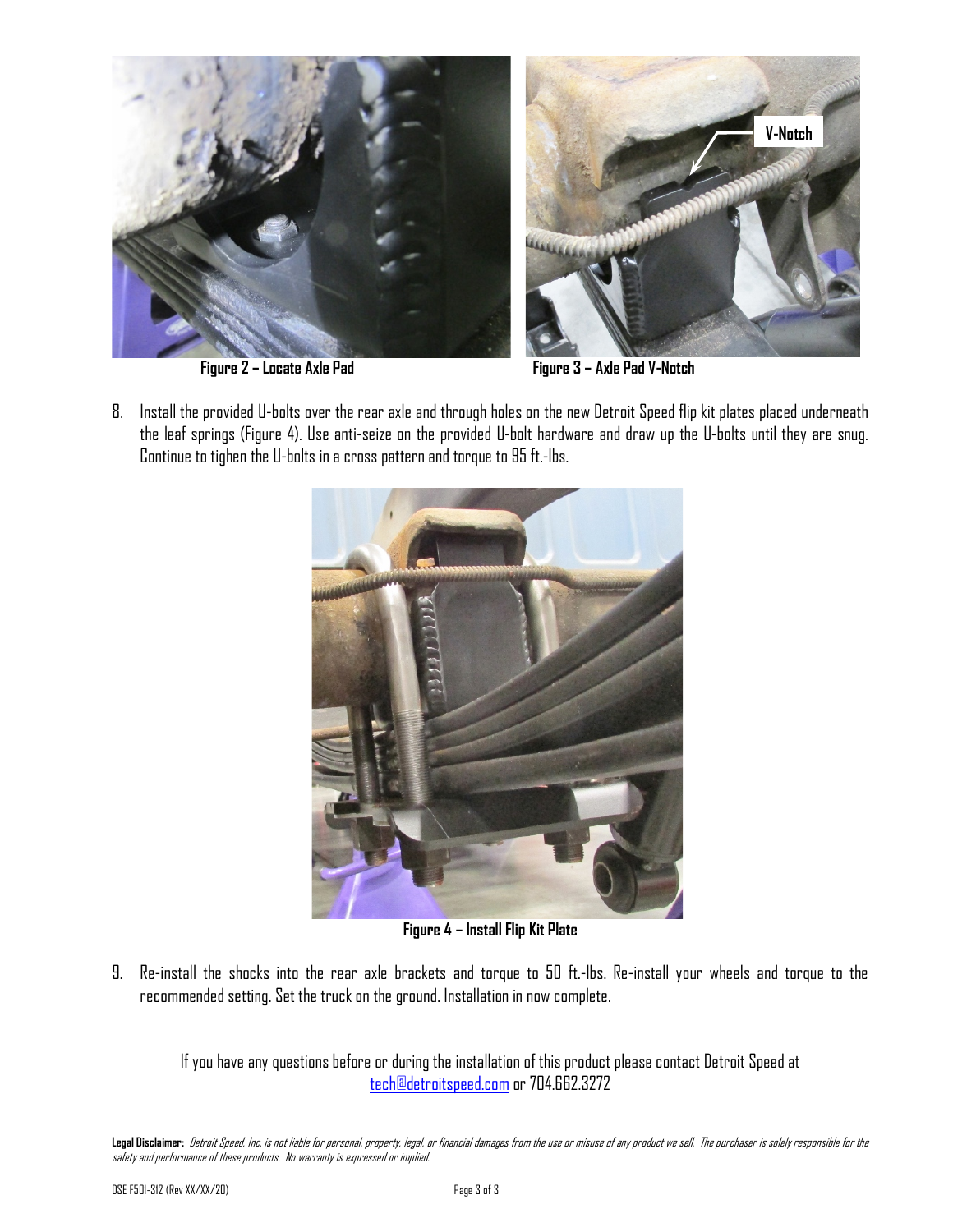Figure 2 – Locate Axle Pad

V-Notch

Figure 3 – Axle Pad V-Notch

8. Install the provided U-bolts over the rear axle and through holes on the new Detroit Speed flip kit plates placed underneath the leaf springs (Figure 4). Use anti-seize on the provided U-bolt hardware and draw up the U-bolts until they are snug. Continue to tighen the U-bolts in a cross pattern and torque to 95 ft.-lbs.

Figure 4 – Install Flip Kit Plate

9. Re-install the shocks into the rear axle brackets and torque to 50 ft.-lbs. Re-install your wheels and torque to the recommended setting. Set the truck on the ground. Installation in now complete.

If you have any questions before or during the installation of this product please contact Detroit Speed at tech@detroitspeed.com or 704.662.3272

**Legal Disclaimer:** *Detroit Speed, Inc. is not liable for personal, property, legal, or financial damages from the use or misuse of any product we sell. The purchaser is solely responsible for the safety and performance of these products. No warranty is expressed or implied.*

DSE F501-312 (Rev XX/XX/20)